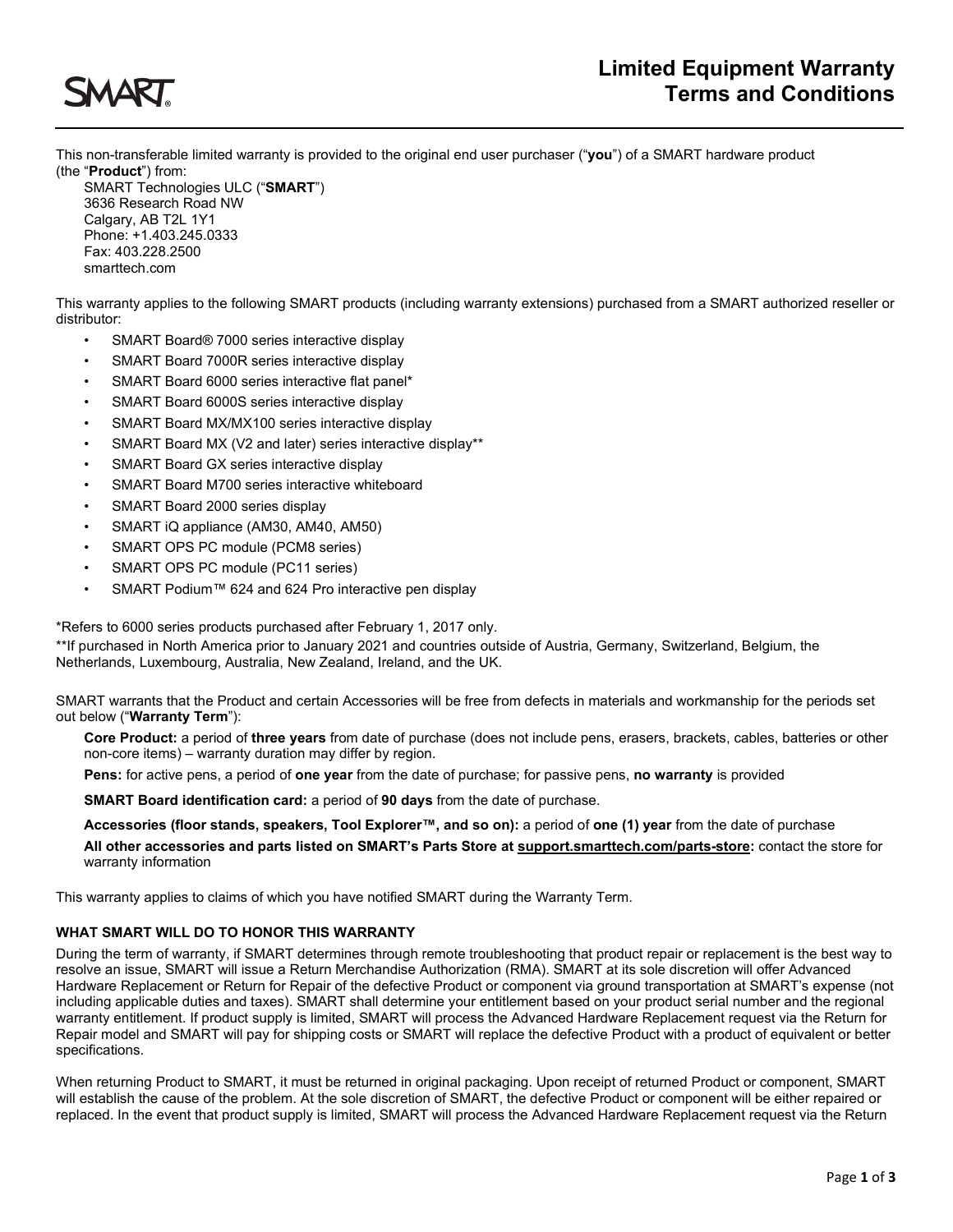# Limited Equipment Warranty Terms and Conditions

This non-transferable limited warranty is provided to the original end user purchaser ("**you**") of a SMART hardware product (the "**Product**") from:

SMART Technologies ULC ("**SMART**")
3636 Research Road NW
Calgary, AB T2L 1Y1
Phone: +1.403.245.0333
Fax: 403.228.2500
smarttech.com

This warranty applies to the following SMART products (including warranty extensions) purchased from a SMART authorized reseller or distributor:

- SMART Board® 7000 series interactive display
- SMART Board 7000R series interactive display
- SMART Board 6000 series interactive flat panel*
- SMART Board 6000S series interactive display
- SMART Board MX/MX100 series interactive display
- SMART Board MX (V2 and later) series interactive display**
- SMART Board GX series interactive display
- SMART Board M700 series interactive whiteboard
- SMART Board 2000 series display
- SMART iQ appliance (AM30, AM40, AM50)
- SMART OPS PC module (PCM8 series)
- SMART OPS PC module (PC11 series)
- SMART Podium™ 624 and 624 Pro interactive pen display

*Refers to 6000 series products purchased after February 1, 2017 only.
**If purchased in North America prior to January 2021 and countries outside of Austria, Germany, Switzerland, Belgium, the Netherlands, Luxembourg, Australia, New Zealand, Ireland, and the UK.

SMART warrants that the Product and certain Accessories will be free from defects in materials and workmanship for the periods set out below ("**Warranty Term**"):

**Core Product:** a period of **three years** from date of purchase (does not include pens, erasers, brackets, cables, batteries or other non-core items) – warranty duration may differ by region.

**Pens:** for active pens, a period of **one year** from the date of purchase; for passive pens, **no warranty** is provided

**SMART Board identification card:** a period of **90 days** from the date of purchase.

**Accessories (floor stands, speakers, Tool Explorer™, and so on):** a period of **one (1) year** from the date of purchase

**All other accessories and parts listed on SMART's Parts Store at support.smarttech.com/parts-store:** contact the store for warranty information

This warranty applies to claims of which you have notified SMART during the Warranty Term.

### WHAT SMART WILL DO TO HONOR THIS WARRANTY

During the term of warranty, if SMART determines through remote troubleshooting that product repair or replacement is the best way to resolve an issue, SMART will issue a Return Merchandise Authorization (RMA). SMART at its sole discretion will offer Advanced Hardware Replacement or Return for Repair of the defective Product or component via ground transportation at SMART's expense (not including applicable duties and taxes). SMART shall determine your entitlement based on your product serial number and the regional warranty entitlement. If product supply is limited, SMART will process the Advanced Hardware Replacement request via the Return for Repair model and SMART will pay for shipping costs or SMART will replace the defective Product with a product of equivalent or better specifications.

When returning Product to SMART, it must be returned in original packaging. Upon receipt of returned Product or component, SMART will establish the cause of the problem. At the sole discretion of SMART, the defective Product or component will be either repaired or replaced. In the event that product supply is limited, SMART will process the Advanced Hardware Replacement request via the Return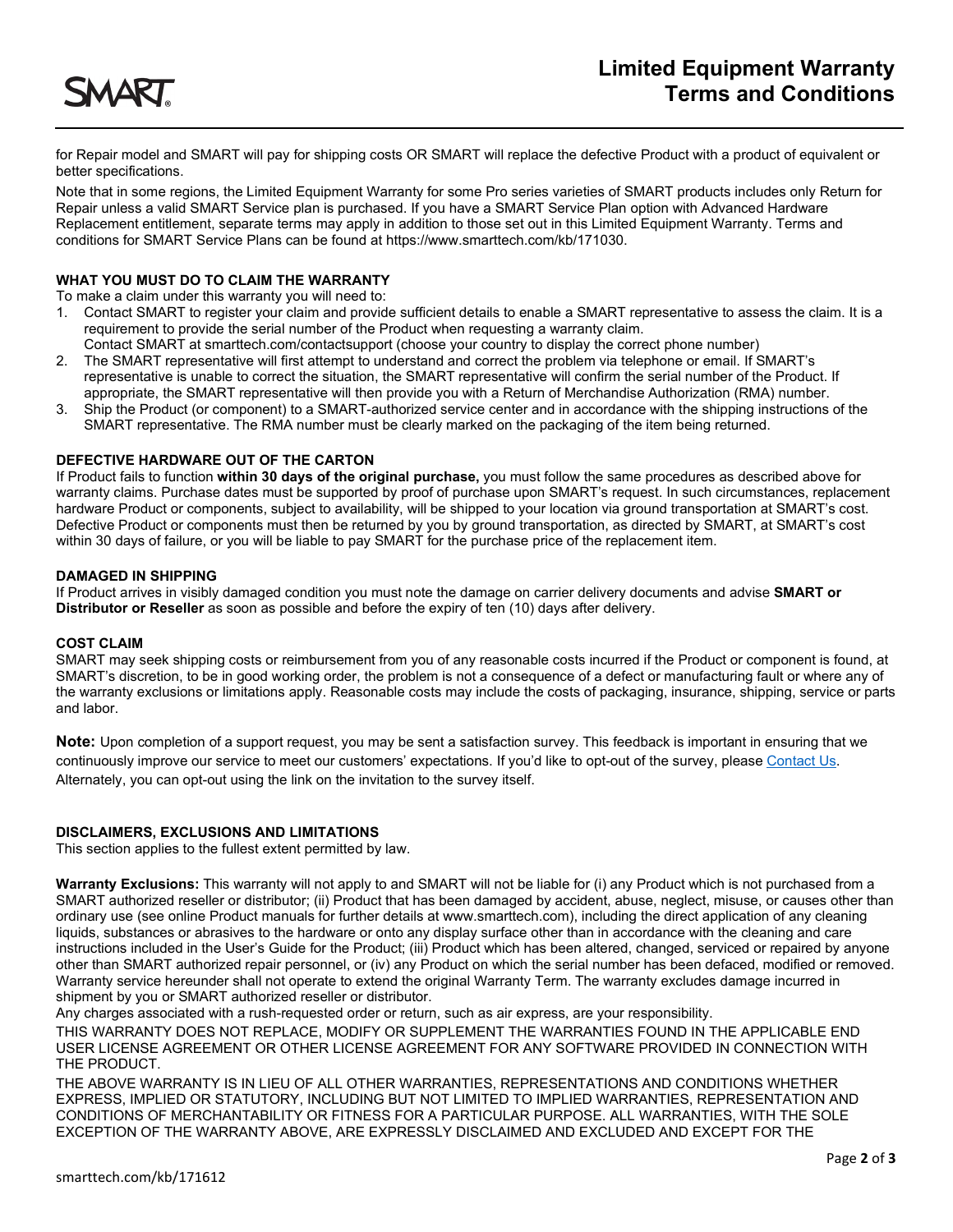for Repair model and SMART will pay for shipping costs OR SMART will replace the defective Product with a product of equivalent or better specifications.

Note that in some regions, the Limited Equipment Warranty for some Pro series varieties of SMART products includes only Return for Repair unless a valid SMART Service plan is purchased. If you have a SMART Service Plan option with Advanced Hardware Replacement entitlement, separate terms may apply in addition to those set out in this Limited Equipment Warranty. Terms and conditions for SMART Service Plans can be found at https://www.smarttech.com/kb/171030.

**WHAT YOU MUST DO TO CLAIM THE WARRANTY**

To make a claim under this warranty you will need to:

1. Contact SMART to register your claim and provide sufficient details to enable a SMART representative to assess the claim. It is a requirement to provide the serial number of the Product when requesting a warranty claim.
   Contact SMART at smarttech.com/contactsupport (choose your country to display the correct phone number)
2. The SMART representative will first attempt to understand and correct the problem via telephone or email. If SMART's representative is unable to correct the situation, the SMART representative will confirm the serial number of the Product. If appropriate, the SMART representative will then provide you with a Return of Merchandise Authorization (RMA) number.
3. Ship the Product (or component) to a SMART-authorized service center and in accordance with the shipping instructions of the SMART representative. The RMA number must be clearly marked on the packaging of the item being returned.

**DEFECTIVE HARDWARE OUT OF THE CARTON**

If Product fails to function **within 30 days of the original purchase,** you must follow the same procedures as described above for warranty claims. Purchase dates must be supported by proof of purchase upon SMART's request. In such circumstances, replacement hardware Product or components, subject to availability, will be shipped to your location via ground transportation at SMART's cost. Defective Product or components must then be returned by you by ground transportation, as directed by SMART, at SMART's cost within 30 days of failure, or you will be liable to pay SMART for the purchase price of the replacement item.

**DAMAGED IN SHIPPING**

If Product arrives in visibly damaged condition you must note the damage on carrier delivery documents and advise **SMART or Distributor or Reseller** as soon as possible and before the expiry of ten (10) days after delivery.

**COST CLAIM**

SMART may seek shipping costs or reimbursement from you of any reasonable costs incurred if the Product or component is found, at SMART's discretion, to be in good working order, the problem is not a consequence of a defect or manufacturing fault or where any of the warranty exclusions or limitations apply. Reasonable costs may include the costs of packaging, insurance, shipping, service or parts and labor.

**Note:** Upon completion of a support request, you may be sent a satisfaction survey. This feedback is important in ensuring that we continuously improve our service to meet our customers' expectations. If you'd like to opt-out of the survey, please Contact Us. Alternately, you can opt-out using the link on the invitation to the survey itself.

**DISCLAIMERS, EXCLUSIONS AND LIMITATIONS**

This section applies to the fullest extent permitted by law.

**Warranty Exclusions:** This warranty will not apply to and SMART will not be liable for (i) any Product which is not purchased from a SMART authorized reseller or distributor; (ii) Product that has been damaged by accident, abuse, neglect, misuse, or causes other than ordinary use (see online Product manuals for further details at www.smarttech.com), including the direct application of any cleaning liquids, substances or abrasives to the hardware or onto any display surface other than in accordance with the cleaning and care instructions included in the User's Guide for the Product; (iii) Product which has been altered, changed, serviced or repaired by anyone other than SMART authorized repair personnel, or (iv) any Product on which the serial number has been defaced, modified or removed. Warranty service hereunder shall not operate to extend the original Warranty Term. The warranty excludes damage incurred in shipment by you or SMART authorized reseller or distributor.

Any charges associated with a rush-requested order or return, such as air express, are your responsibility.

THIS WARRANTY DOES NOT REPLACE, MODIFY OR SUPPLEMENT THE WARRANTIES FOUND IN THE APPLICABLE END USER LICENSE AGREEMENT OR OTHER LICENSE AGREEMENT FOR ANY SOFTWARE PROVIDED IN CONNECTION WITH THE PRODUCT.

THE ABOVE WARRANTY IS IN LIEU OF ALL OTHER WARRANTIES, REPRESENTATIONS AND CONDITIONS WHETHER EXPRESS, IMPLIED OR STATUTORY, INCLUDING BUT NOT LIMITED TO IMPLIED WARRANTIES, REPRESENTATION AND CONDITIONS OF MERCHANTABILITY OR FITNESS FOR A PARTICULAR PURPOSE. ALL WARRANTIES, WITH THE SOLE EXCEPTION OF THE WARRANTY ABOVE, ARE EXPRESSLY DISCLAIMED AND EXCLUDED AND EXCEPT FOR THE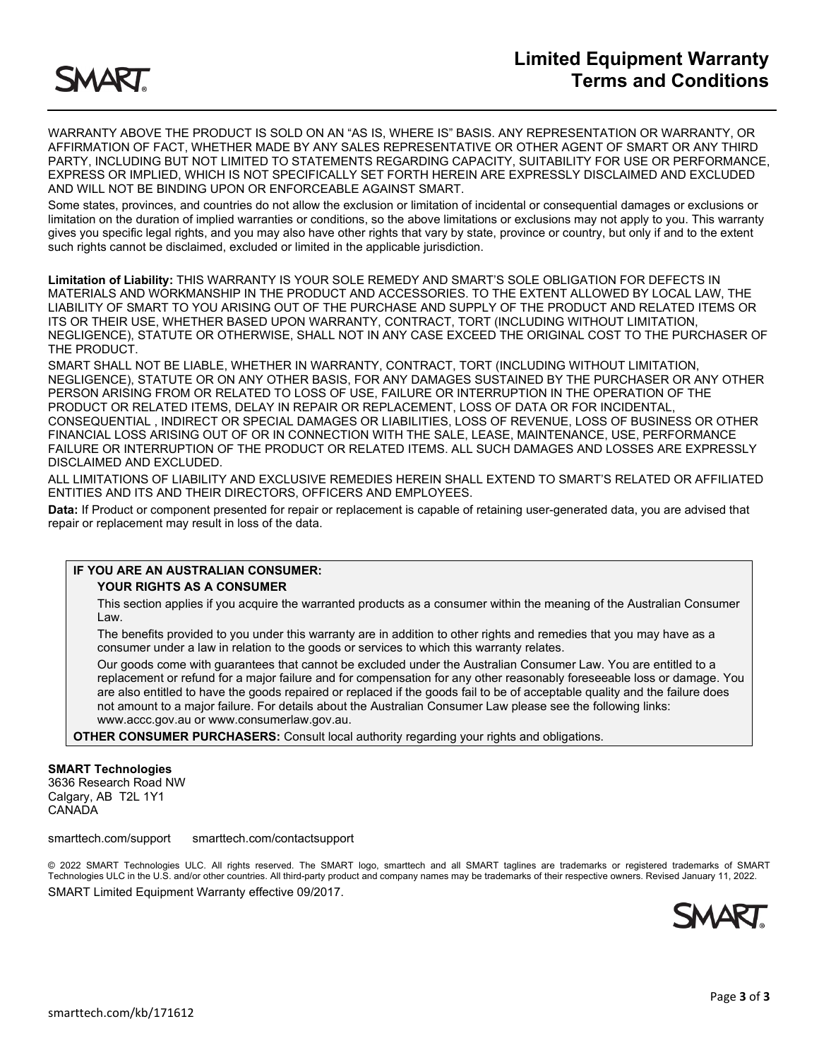WARRANTY ABOVE THE PRODUCT IS SOLD ON AN "AS IS, WHERE IS" BASIS. ANY REPRESENTATION OR WARRANTY, OR AFFIRMATION OF FACT, WHETHER MADE BY ANY SALES REPRESENTATIVE OR OTHER AGENT OF SMART OR ANY THIRD PARTY, INCLUDING BUT NOT LIMITED TO STATEMENTS REGARDING CAPACITY, SUITABILITY FOR USE OR PERFORMANCE, EXPRESS OR IMPLIED, WHICH IS NOT SPECIFICALLY SET FORTH HEREIN ARE EXPRESSLY DISCLAIMED AND EXCLUDED AND WILL NOT BE BINDING UPON OR ENFORCEABLE AGAINST SMART.

Some states, provinces, and countries do not allow the exclusion or limitation of incidental or consequential damages or exclusions or limitation on the duration of implied warranties or conditions, so the above limitations or exclusions may not apply to you. This warranty gives you specific legal rights, and you may also have other rights that vary by state, province or country, but only if and to the extent such rights cannot be disclaimed, excluded or limited in the applicable jurisdiction.

**Limitation of Liability:** THIS WARRANTY IS YOUR SOLE REMEDY AND SMART'S SOLE OBLIGATION FOR DEFECTS IN MATERIALS AND WORKMANSHIP IN THE PRODUCT AND ACCESSORIES. TO THE EXTENT ALLOWED BY LOCAL LAW, THE LIABILITY OF SMART TO YOU ARISING OUT OF THE PURCHASE AND SUPPLY OF THE PRODUCT AND RELATED ITEMS OR ITS OR THEIR USE, WHETHER BASED UPON WARRANTY, CONTRACT, TORT (INCLUDING WITHOUT LIMITATION, NEGLIGENCE), STATUTE OR OTHERWISE, SHALL NOT IN ANY CASE EXCEED THE ORIGINAL COST TO THE PURCHASER OF THE PRODUCT.

SMART SHALL NOT BE LIABLE, WHETHER IN WARRANTY, CONTRACT, TORT (INCLUDING WITHOUT LIMITATION, NEGLIGENCE), STATUTE OR ON ANY OTHER BASIS, FOR ANY DAMAGES SUSTAINED BY THE PURCHASER OR ANY OTHER PERSON ARISING FROM OR RELATED TO LOSS OF USE, FAILURE OR INTERRUPTION IN THE OPERATION OF THE PRODUCT OR RELATED ITEMS, DELAY IN REPAIR OR REPLACEMENT, LOSS OF DATA OR FOR INCIDENTAL, CONSEQUENTIAL , INDIRECT OR SPECIAL DAMAGES OR LIABILITIES, LOSS OF REVENUE, LOSS OF BUSINESS OR OTHER FINANCIAL LOSS ARISING OUT OF OR IN CONNECTION WITH THE SALE, LEASE, MAINTENANCE, USE, PERFORMANCE FAILURE OR INTERRUPTION OF THE PRODUCT OR RELATED ITEMS. ALL SUCH DAMAGES AND LOSSES ARE EXPRESSLY DISCLAIMED AND EXCLUDED.

ALL LIMITATIONS OF LIABILITY AND EXCLUSIVE REMEDIES HEREIN SHALL EXTEND TO SMART'S RELATED OR AFFILIATED ENTITIES AND ITS AND THEIR DIRECTORS, OFFICERS AND EMPLOYEES.

**Data:** If Product or component presented for repair or replacement is capable of retaining user-generated data, you are advised that repair or replacement may result in loss of the data.

**IF YOU ARE AN AUSTRALIAN CONSUMER:**

**YOUR RIGHTS AS A CONSUMER**

This section applies if you acquire the warranted products as a consumer within the meaning of the Australian Consumer Law.

The benefits provided to you under this warranty are in addition to other rights and remedies that you may have as a consumer under a law in relation to the goods or services to which this warranty relates.

Our goods come with guarantees that cannot be excluded under the Australian Consumer Law. You are entitled to a replacement or refund for a major failure and for compensation for any other reasonably foreseeable loss or damage. You are also entitled to have the goods repaired or replaced if the goods fail to be of acceptable quality and the failure does not amount to a major failure. For details about the Australian Consumer Law please see the following links: www.accc.gov.au or www.consumerlaw.gov.au.

**OTHER CONSUMER PURCHASERS:** Consult local authority regarding your rights and obligations.

**SMART Technologies**
3636 Research Road NW
Calgary, AB T2L 1Y1
CANADA

smarttech.com/support smarttech.com/contactsupport

© 2022 SMART Technologies ULC. All rights reserved. The SMART logo, smarttech and all SMART taglines are trademarks or registered trademarks of SMART Technologies ULC in the U.S. and/or other countries. All third-party product and company names may be trademarks of their respective owners. Revised January 11, 2022.

SMART Limited Equipment Warranty effective 09/2017.